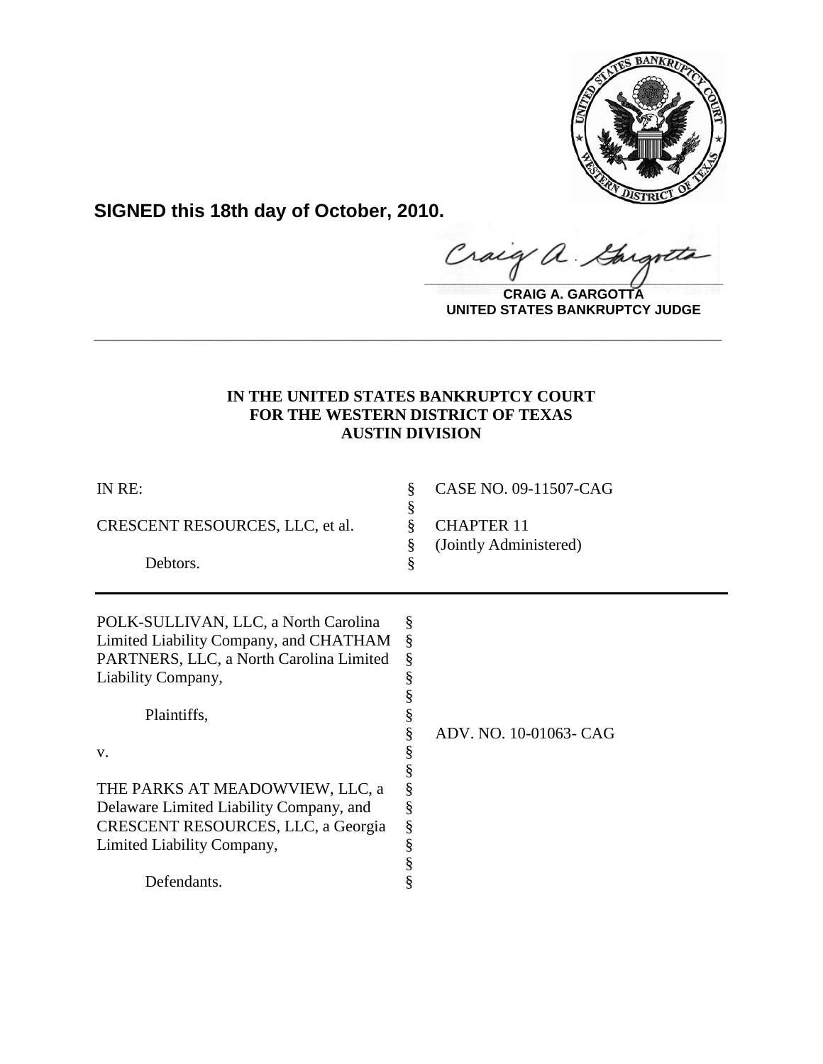**SIGNED this 18th day of October, 2010.**

**CRAIG A. GARGOTTA**
**UNITED STATES BANKRUPTCY JUDGE**

---

**IN THE UNITED STATES BANKRUPTCY COURT**
**FOR THE WESTERN DISTRICT OF TEXAS**
**AUSTIN DIVISION**

| | | |
|---|---|---|
| IN RE: | § | CASE NO. 09-11507-CAG |
| | § | |
| CRESCENT RESOURCES, LLC, et al. | § | CHAPTER 11 |
| | § | (Jointly Administered) |
| Debtors. | § | |

---

| | | |
|---|---|---|
| POLK-SULLIVAN, LLC, a North Carolina | § | |
| Limited Liability Company, and CHATHAM | § | |
| PARTNERS, LLC, a North Carolina Limited | § | |
| Liability Company, | § | |
| | § | |
| Plaintiffs, | § | |
| | § | ADV. NO. 10-01063- CAG |
| v. | § | |
| | § | |
| THE PARKS AT MEADOWVIEW, LLC, a | § | |
| Delaware Limited Liability Company, and | § | |
| CRESCENT RESOURCES, LLC, a Georgia | § | |
| Limited Liability Company, | § | |
| | § | |
| Defendants. | § | |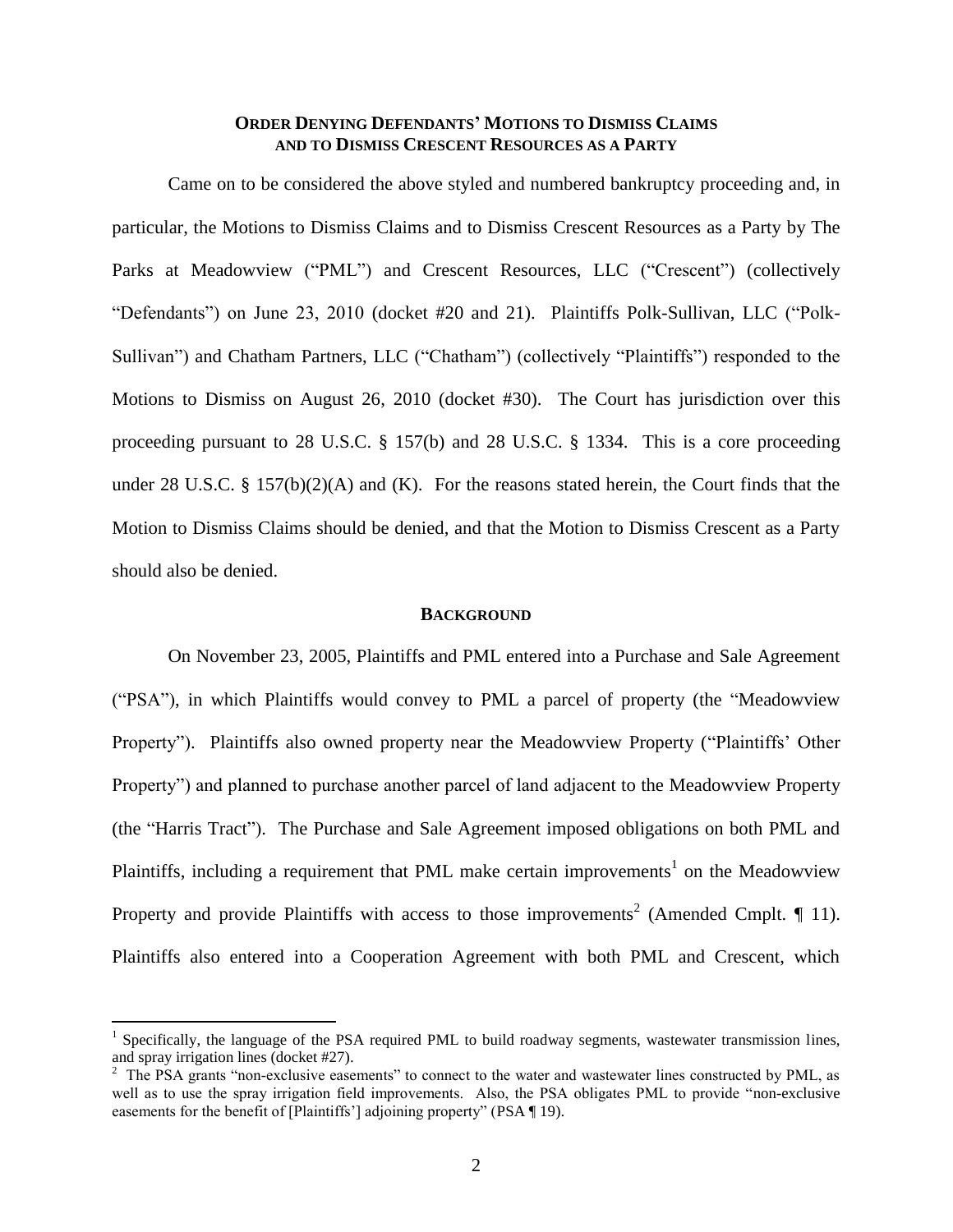**ORDER DENYING DEFENDANTS' MOTIONS TO DISMISS CLAIMS AND TO DISMISS CRESCENT RESOURCES AS A PARTY**

Came on to be considered the above styled and numbered bankruptcy proceeding and, in particular, the Motions to Dismiss Claims and to Dismiss Crescent Resources as a Party by The Parks at Meadowview ("PML") and Crescent Resources, LLC ("Crescent") (collectively "Defendants") on June 23, 2010 (docket #20 and 21). Plaintiffs Polk-Sullivan, LLC ("Polk-Sullivan") and Chatham Partners, LLC ("Chatham") (collectively "Plaintiffs") responded to the Motions to Dismiss on August 26, 2010 (docket #30). The Court has jurisdiction over this proceeding pursuant to 28 U.S.C. § 157(b) and 28 U.S.C. § 1334. This is a core proceeding under 28 U.S.C. § 157(b)(2)(A) and (K). For the reasons stated herein, the Court finds that the Motion to Dismiss Claims should be denied, and that the Motion to Dismiss Crescent as a Party should also be denied.

**BACKGROUND**

On November 23, 2005, Plaintiffs and PML entered into a Purchase and Sale Agreement ("PSA"), in which Plaintiffs would convey to PML a parcel of property (the "Meadowview Property"). Plaintiffs also owned property near the Meadowview Property ("Plaintiffs' Other Property") and planned to purchase another parcel of land adjacent to the Meadowview Property (the "Harris Tract"). The Purchase and Sale Agreement imposed obligations on both PML and Plaintiffs, including a requirement that PML make certain improvements[1] on the Meadowview Property and provide Plaintiffs with access to those improvements[2] (Amended Cmplt. ¶ 11). Plaintiffs also entered into a Cooperation Agreement with both PML and Crescent, which

---

[1] Specifically, the language of the PSA required PML to build roadway segments, wastewater transmission lines, and spray irrigation lines (docket #27).

[2] The PSA grants "non-exclusive easements" to connect to the water and wastewater lines constructed by PML, as well as to use the spray irrigation field improvements. Also, the PSA obligates PML to provide "non-exclusive easements for the benefit of [Plaintiffs'] adjoining property" (PSA ¶ 19).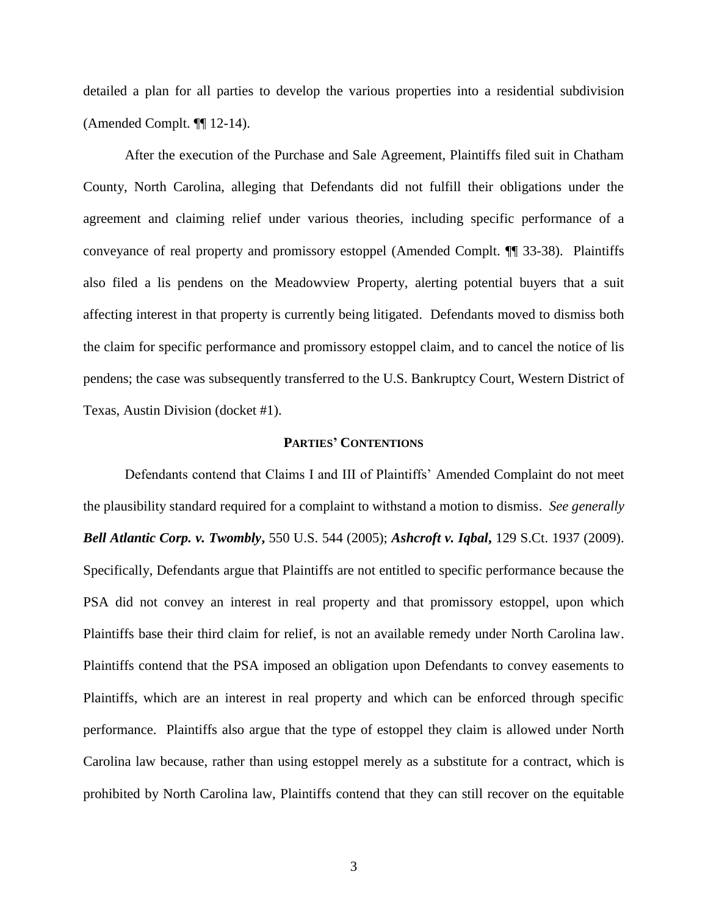detailed a plan for all parties to develop the various properties into a residential subdivision (Amended Compl. ¶¶ 12-14).

After the execution of the Purchase and Sale Agreement, Plaintiffs filed suit in Chatham County, North Carolina, alleging that Defendants did not fulfill their obligations under the agreement and claiming relief under various theories, including specific performance of a conveyance of real property and promissory estoppel (Amended Compl. ¶¶ 33-38). Plaintiffs also filed a lis pendens on the Meadowview Property, alerting potential buyers that a suit affecting interest in that property is currently being litigated. Defendants moved to dismiss both the claim for specific performance and promissory estoppel claim, and to cancel the notice of lis pendens; the case was subsequently transferred to the U.S. Bankruptcy Court, Western District of Texas, Austin Division (docket #1).

## PARTIES' CONTENTIONS

Defendants contend that Claims I and III of Plaintiffs' Amended Complaint do not meet the plausibility standard required for a complaint to withstand a motion to dismiss. *See generally* ***Bell Atlantic Corp. v. Twombly***, 550 U.S. 544 (2005); ***Ashcroft v. Iqbal***, 129 S.Ct. 1937 (2009). Specifically, Defendants argue that Plaintiffs are not entitled to specific performance because the PSA did not convey an interest in real property and that promissory estoppel, upon which Plaintiffs base their third claim for relief, is not an available remedy under North Carolina law. Plaintiffs contend that the PSA imposed an obligation upon Defendants to convey easements to Plaintiffs, which are an interest in real property and which can be enforced through specific performance. Plaintiffs also argue that the type of estoppel they claim is allowed under North Carolina law because, rather than using estoppel merely as a substitute for a contract, which is prohibited by North Carolina law, Plaintiffs contend that they can still recover on the equitable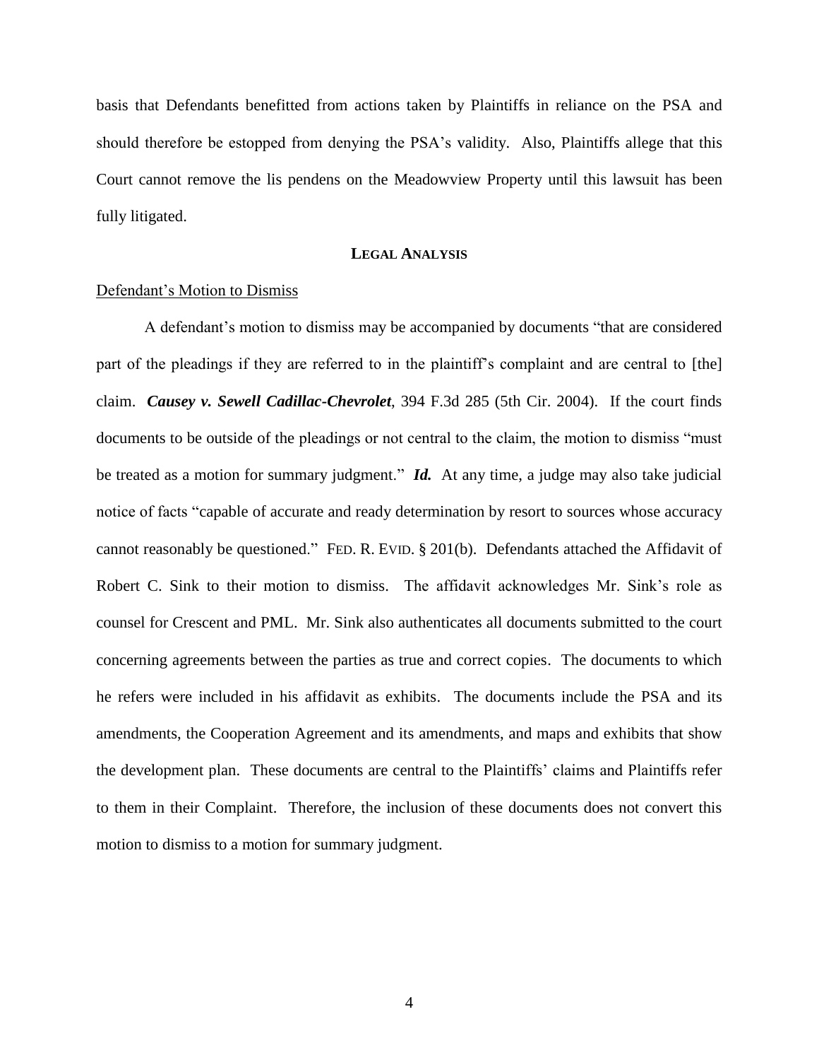basis that Defendants benefitted from actions taken by Plaintiffs in reliance on the PSA and should therefore be estopped from denying the PSA's validity. Also, Plaintiffs allege that this Court cannot remove the lis pendens on the Meadowview Property until this lawsuit has been fully litigated.

## LEGAL ANALYSIS

Defendant's Motion to Dismiss

A defendant's motion to dismiss may be accompanied by documents "that are considered part of the pleadings if they are referred to in the plaintiff's complaint and are central to [the] claim. ***Causey v. Sewell Cadillac-Chevrolet***, 394 F.3d 285 (5th Cir. 2004). If the court finds documents to be outside of the pleadings or not central to the claim, the motion to dismiss "must be treated as a motion for summary judgment." ***Id.*** At any time, a judge may also take judicial notice of facts "capable of accurate and ready determination by resort to sources whose accuracy cannot reasonably be questioned." FED. R. EVID. § 201(b). Defendants attached the Affidavit of Robert C. Sink to their motion to dismiss. The affidavit acknowledges Mr. Sink's role as counsel for Crescent and PML. Mr. Sink also authenticates all documents submitted to the court concerning agreements between the parties as true and correct copies. The documents to which he refers were included in his affidavit as exhibits. The documents include the PSA and its amendments, the Cooperation Agreement and its amendments, and maps and exhibits that show the development plan. These documents are central to the Plaintiffs' claims and Plaintiffs refer to them in their Complaint. Therefore, the inclusion of these documents does not convert this motion to dismiss to a motion for summary judgment.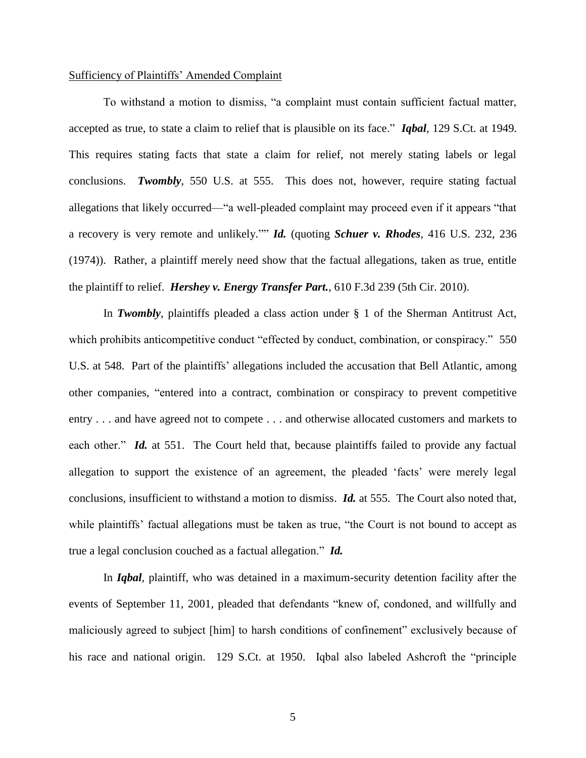<u>Sufficiency of Plaintiffs' Amended Complaint</u>

To withstand a motion to dismiss, "a complaint must contain sufficient factual matter, accepted as true, to state a claim to relief that is plausible on its face." ***Iqbal***, 129 S.Ct. at 1949. This requires stating facts that state a claim for relief, not merely stating labels or legal conclusions. ***Twombly***, 550 U.S. at 555. This does not, however, require stating factual allegations that likely occurred—"a well-pleaded complaint may proceed even if it appears "that a recovery is very remote and unlikely."" ***Id.*** (quoting ***Schuer v. Rhodes***, 416 U.S. 232, 236 (1974)). Rather, a plaintiff merely need show that the factual allegations, taken as true, entitle the plaintiff to relief. ***Hershey v. Energy Transfer Part.***, 610 F.3d 239 (5th Cir. 2010).

In ***Twombly***, plaintiffs pleaded a class action under § 1 of the Sherman Antitrust Act, which prohibits anticompetitive conduct "effected by conduct, combination, or conspiracy." 550 U.S. at 548. Part of the plaintiffs' allegations included the accusation that Bell Atlantic, among other companies, "entered into a contract, combination or conspiracy to prevent competitive entry . . . and have agreed not to compete . . . and otherwise allocated customers and markets to each other." ***Id.*** at 551. The Court held that, because plaintiffs failed to provide any factual allegation to support the existence of an agreement, the pleaded 'facts' were merely legal conclusions, insufficient to withstand a motion to dismiss. ***Id.*** at 555. The Court also noted that, while plaintiffs' factual allegations must be taken as true, "the Court is not bound to accept as true a legal conclusion couched as a factual allegation." ***Id.***

In ***Iqbal***, plaintiff, who was detained in a maximum-security detention facility after the events of September 11, 2001, pleaded that defendants "knew of, condoned, and willfully and maliciously agreed to subject [him] to harsh conditions of confinement" exclusively because of his race and national origin. 129 S.Ct. at 1950. Iqbal also labeled Ashcroft the "principle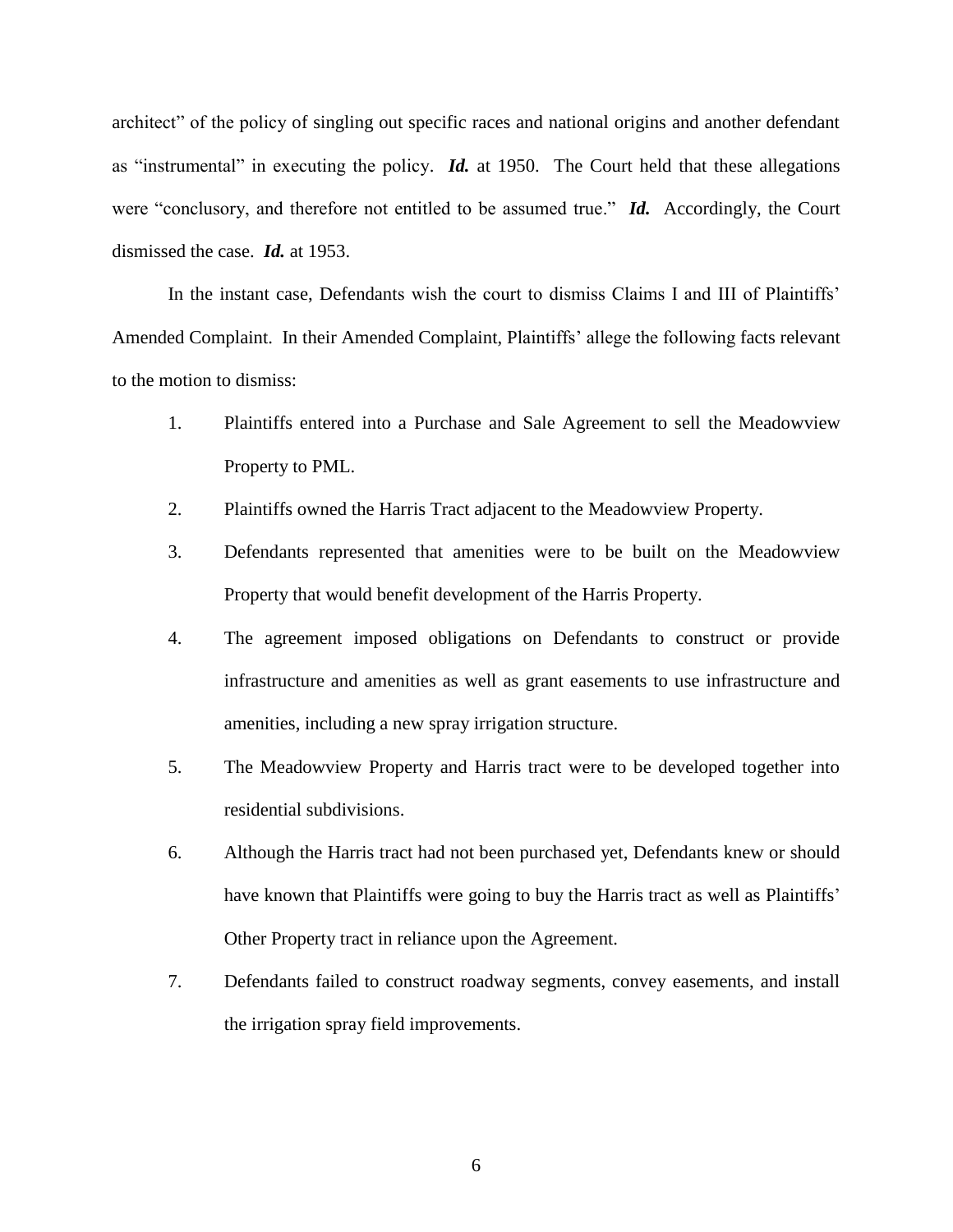architect" of the policy of singling out specific races and national origins and another defendant as "instrumental" in executing the policy. ***Id.*** at 1950. The Court held that these allegations were "conclusory, and therefore not entitled to be assumed true." ***Id.*** Accordingly, the Court dismissed the case. ***Id.*** at 1953.

In the instant case, Defendants wish the court to dismiss Claims I and III of Plaintiffs' Amended Complaint. In their Amended Complaint, Plaintiffs' allege the following facts relevant to the motion to dismiss:

1. Plaintiffs entered into a Purchase and Sale Agreement to sell the Meadowview Property to PML.
2. Plaintiffs owned the Harris Tract adjacent to the Meadowview Property.
3. Defendants represented that amenities were to be built on the Meadowview Property that would benefit development of the Harris Property.
4. The agreement imposed obligations on Defendants to construct or provide infrastructure and amenities as well as grant easements to use infrastructure and amenities, including a new spray irrigation structure.
5. The Meadowview Property and Harris tract were to be developed together into residential subdivisions.
6. Although the Harris tract had not been purchased yet, Defendants knew or should have known that Plaintiffs were going to buy the Harris tract as well as Plaintiffs' Other Property tract in reliance upon the Agreement.
7. Defendants failed to construct roadway segments, convey easements, and install the irrigation spray field improvements.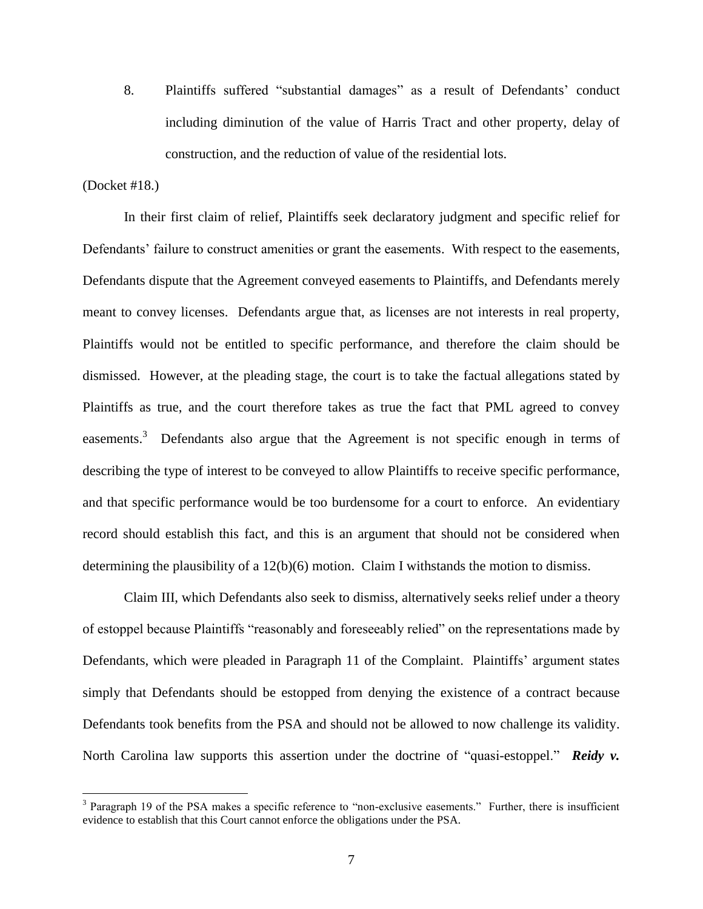8. Plaintiffs suffered "substantial damages" as a result of Defendants' conduct including diminution of the value of Harris Tract and other property, delay of construction, and the reduction of value of the residential lots.

(Docket #18.)

In their first claim of relief, Plaintiffs seek declaratory judgment and specific relief for Defendants' failure to construct amenities or grant the easements. With respect to the easements, Defendants dispute that the Agreement conveyed easements to Plaintiffs, and Defendants merely meant to convey licenses. Defendants argue that, as licenses are not interests in real property, Plaintiffs would not be entitled to specific performance, and therefore the claim should be dismissed. However, at the pleading stage, the court is to take the factual allegations stated by Plaintiffs as true, and the court therefore takes as true the fact that PML agreed to convey easements.[3] Defendants also argue that the Agreement is not specific enough in terms of describing the type of interest to be conveyed to allow Plaintiffs to receive specific performance, and that specific performance would be too burdensome for a court to enforce. An evidentiary record should establish this fact, and this is an argument that should not be considered when determining the plausibility of a 12(b)(6) motion. Claim I withstands the motion to dismiss.

Claim III, which Defendants also seek to dismiss, alternatively seeks relief under a theory of estoppel because Plaintiffs "reasonably and foreseeably relied" on the representations made by Defendants, which were pleaded in Paragraph 11 of the Complaint. Plaintiffs' argument states simply that Defendants should be estopped from denying the existence of a contract because Defendants took benefits from the PSA and should not be allowed to now challenge its validity. North Carolina law supports this assertion under the doctrine of "quasi-estoppel." ***Reidy v.***

---

[3] Paragraph 19 of the PSA makes a specific reference to "non-exclusive easements." Further, there is insufficient evidence to establish that this Court cannot enforce the obligations under the PSA.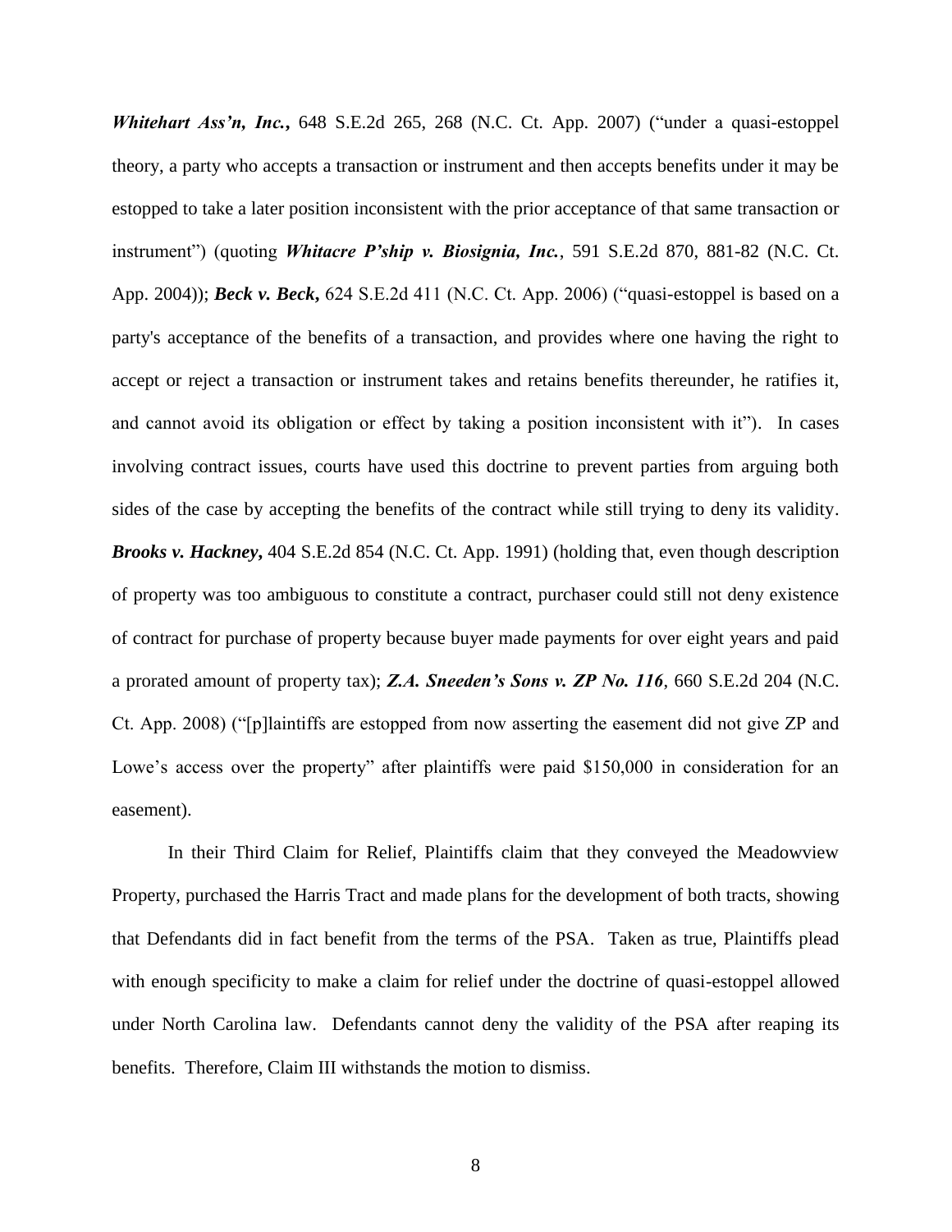***Whitehart Ass'n, Inc.***, 648 S.E.2d 265, 268 (N.C. Ct. App. 2007) ("under a quasi-estoppel theory, a party who accepts a transaction or instrument and then accepts benefits under it may be estopped to take a later position inconsistent with the prior acceptance of that same transaction or instrument") (quoting ***Whitacre P'ship v. Biosignia, Inc.***, 591 S.E.2d 870, 881-82 (N.C. Ct. App. 2004)); ***Beck v. Beck***, 624 S.E.2d 411 (N.C. Ct. App. 2006) ("quasi-estoppel is based on a party's acceptance of the benefits of a transaction, and provides where one having the right to accept or reject a transaction or instrument takes and retains benefits thereunder, he ratifies it, and cannot avoid its obligation or effect by taking a position inconsistent with it"). In cases involving contract issues, courts have used this doctrine to prevent parties from arguing both sides of the case by accepting the benefits of the contract while still trying to deny its validity. ***Brooks v. Hackney***, 404 S.E.2d 854 (N.C. Ct. App. 1991) (holding that, even though description of property was too ambiguous to constitute a contract, purchaser could still not deny existence of contract for purchase of property because buyer made payments for over eight years and paid a prorated amount of property tax); ***Z.A. Sneeden's Sons v. ZP No. 116***, 660 S.E.2d 204 (N.C. Ct. App. 2008) ("[p]laintiffs are estopped from now asserting the easement did not give ZP and Lowe's access over the property" after plaintiffs were paid $150,000 in consideration for an easement).

In their Third Claim for Relief, Plaintiffs claim that they conveyed the Meadowview Property, purchased the Harris Tract and made plans for the development of both tracts, showing that Defendants did in fact benefit from the terms of the PSA. Taken as true, Plaintiffs plead with enough specificity to make a claim for relief under the doctrine of quasi-estoppel allowed under North Carolina law. Defendants cannot deny the validity of the PSA after reaping its benefits. Therefore, Claim III withstands the motion to dismiss.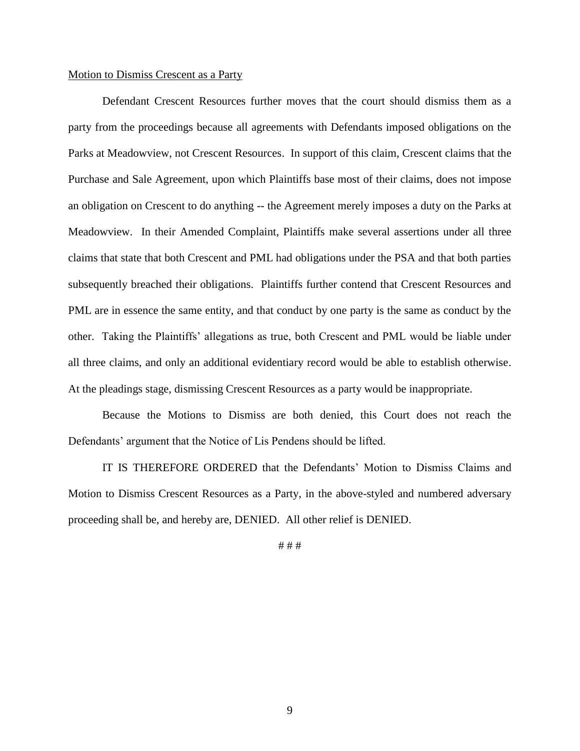Motion to Dismiss Crescent as a Party

Defendant Crescent Resources further moves that the court should dismiss them as a party from the proceedings because all agreements with Defendants imposed obligations on the Parks at Meadowview, not Crescent Resources. In support of this claim, Crescent claims that the Purchase and Sale Agreement, upon which Plaintiffs base most of their claims, does not impose an obligation on Crescent to do anything -- the Agreement merely imposes a duty on the Parks at Meadowview. In their Amended Complaint, Plaintiffs make several assertions under all three claims that state that both Crescent and PML had obligations under the PSA and that both parties subsequently breached their obligations. Plaintiffs further contend that Crescent Resources and PML are in essence the same entity, and that conduct by one party is the same as conduct by the other. Taking the Plaintiffs' allegations as true, both Crescent and PML would be liable under all three claims, and only an additional evidentiary record would be able to establish otherwise. At the pleadings stage, dismissing Crescent Resources as a party would be inappropriate.

Because the Motions to Dismiss are both denied, this Court does not reach the Defendants' argument that the Notice of Lis Pendens should be lifted.

IT IS THEREFORE ORDERED that the Defendants' Motion to Dismiss Claims and Motion to Dismiss Crescent Resources as a Party, in the above-styled and numbered adversary proceeding shall be, and hereby are, DENIED. All other relief is DENIED.

# # #